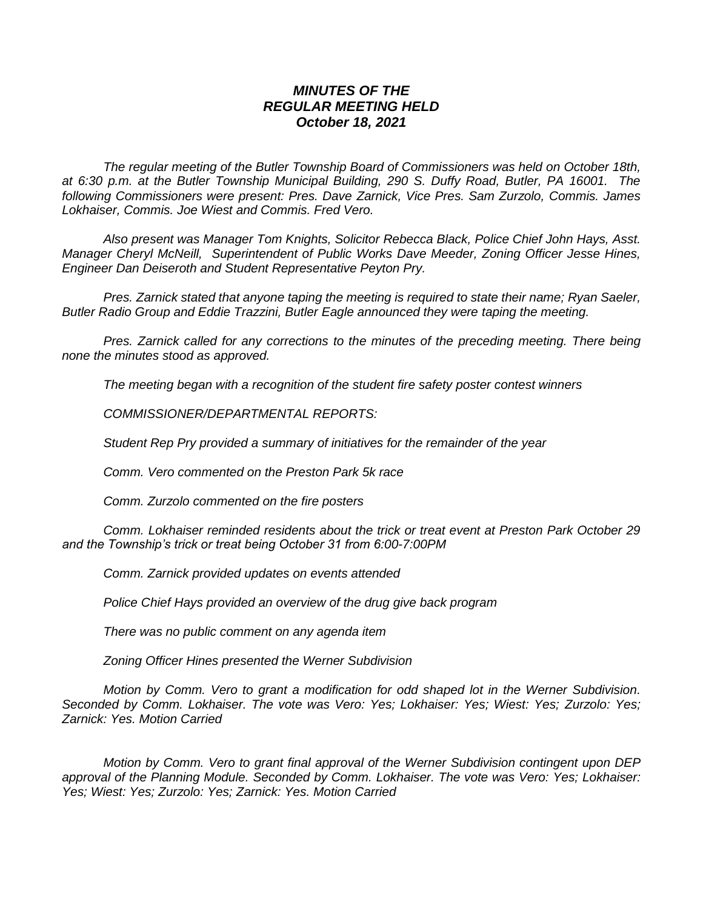# *MINUTES OF THE REGULAR MEETING HELD October 18, 2021*

*The regular meeting of the Butler Township Board of Commissioners was held on October 18th, at 6:30 p.m. at the Butler Township Municipal Building, 290 S. Duffy Road, Butler, PA 16001. The following Commissioners were present: Pres. Dave Zarnick, Vice Pres. Sam Zurzolo, Commis. James Lokhaiser, Commis. Joe Wiest and Commis. Fred Vero.*

*Also present was Manager Tom Knights, Solicitor Rebecca Black, Police Chief John Hays, Asst. Manager Cheryl McNeill, Superintendent of Public Works Dave Meeder, Zoning Officer Jesse Hines, Engineer Dan Deiseroth and Student Representative Peyton Pry.*

*Pres. Zarnick stated that anyone taping the meeting is required to state their name; Ryan Saeler, Butler Radio Group and Eddie Trazzini, Butler Eagle announced they were taping the meeting.*

*Pres. Zarnick called for any corrections to the minutes of the preceding meeting. There being none the minutes stood as approved.*

*The meeting began with a recognition of the student fire safety poster contest winners*

*COMMISSIONER/DEPARTMENTAL REPORTS:*

*Student Rep Pry provided a summary of initiatives for the remainder of the year*

*Comm. Vero commented on the Preston Park 5k race*

*Comm. Zurzolo commented on the fire posters*

*Comm. Lokhaiser reminded residents about the trick or treat event at Preston Park October 29 and the Township's trick or treat being October 31 from 6:00-7:00PM*

*Comm. Zarnick provided updates on events attended*

*Police Chief Hays provided an overview of the drug give back program*

*There was no public comment on any agenda item*

*Zoning Officer Hines presented the Werner Subdivision*

*Motion by Comm. Vero to grant a modification for odd shaped lot in the Werner Subdivision. Seconded by Comm. Lokhaiser. The vote was Vero: Yes; Lokhaiser: Yes; Wiest: Yes; Zurzolo: Yes; Zarnick: Yes. Motion Carried*

*Motion by Comm. Vero to grant final approval of the Werner Subdivision contingent upon DEP approval of the Planning Module. Seconded by Comm. Lokhaiser. The vote was Vero: Yes; Lokhaiser: Yes; Wiest: Yes; Zurzolo: Yes; Zarnick: Yes. Motion Carried*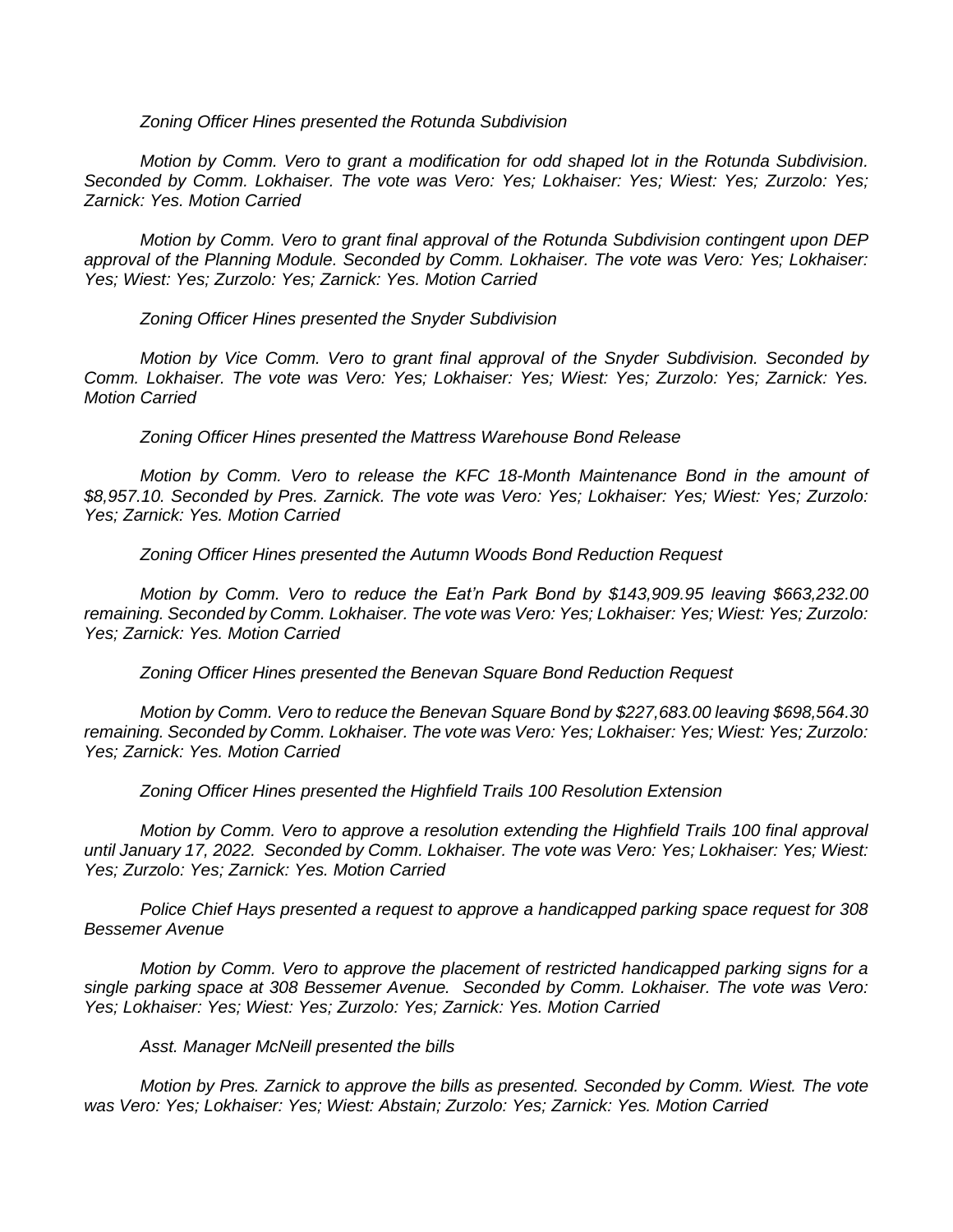*Zoning Officer Hines presented the Rotunda Subdivision*

*Motion by Comm. Vero to grant a modification for odd shaped lot in the Rotunda Subdivision. Seconded by Comm. Lokhaiser. The vote was Vero: Yes; Lokhaiser: Yes; Wiest: Yes; Zurzolo: Yes; Zarnick: Yes. Motion Carried*

*Motion by Comm. Vero to grant final approval of the Rotunda Subdivision contingent upon DEP approval of the Planning Module. Seconded by Comm. Lokhaiser. The vote was Vero: Yes; Lokhaiser: Yes; Wiest: Yes; Zurzolo: Yes; Zarnick: Yes. Motion Carried*

*Zoning Officer Hines presented the Snyder Subdivision*

*Motion by Vice Comm. Vero to grant final approval of the Snyder Subdivision. Seconded by Comm. Lokhaiser. The vote was Vero: Yes; Lokhaiser: Yes; Wiest: Yes; Zurzolo: Yes; Zarnick: Yes. Motion Carried*

*Zoning Officer Hines presented the Mattress Warehouse Bond Release*

*Motion by Comm. Vero to release the KFC 18-Month Maintenance Bond in the amount of $8,957.10. Seconded by Pres. Zarnick. The vote was Vero: Yes; Lokhaiser: Yes; Wiest: Yes; Zurzolo: Yes; Zarnick: Yes. Motion Carried*

*Zoning Officer Hines presented the Autumn Woods Bond Reduction Request*

*Motion by Comm. Vero to reduce the Eat'n Park Bond by $143,909.95 leaving $663,232.00 remaining. Seconded by Comm. Lokhaiser. The vote was Vero: Yes; Lokhaiser: Yes; Wiest: Yes; Zurzolo: Yes; Zarnick: Yes. Motion Carried*

*Zoning Officer Hines presented the Benevan Square Bond Reduction Request*

*Motion by Comm. Vero to reduce the Benevan Square Bond by $227,683.00 leaving $698,564.30 remaining. Seconded by Comm. Lokhaiser. The vote was Vero: Yes; Lokhaiser: Yes; Wiest: Yes; Zurzolo: Yes; Zarnick: Yes. Motion Carried*

*Zoning Officer Hines presented the Highfield Trails 100 Resolution Extension*

*Motion by Comm. Vero to approve a resolution extending the Highfield Trails 100 final approval until January 17, 2022. Seconded by Comm. Lokhaiser. The vote was Vero: Yes; Lokhaiser: Yes; Wiest: Yes; Zurzolo: Yes; Zarnick: Yes. Motion Carried*

*Police Chief Hays presented a request to approve a handicapped parking space request for 308 Bessemer Avenue*

*Motion by Comm. Vero to approve the placement of restricted handicapped parking signs for a single parking space at 308 Bessemer Avenue. Seconded by Comm. Lokhaiser. The vote was Vero: Yes; Lokhaiser: Yes; Wiest: Yes; Zurzolo: Yes; Zarnick: Yes. Motion Carried*

*Asst. Manager McNeill presented the bills*

*Motion by Pres. Zarnick to approve the bills as presented. Seconded by Comm. Wiest. The vote was Vero: Yes; Lokhaiser: Yes; Wiest: Abstain; Zurzolo: Yes; Zarnick: Yes. Motion Carried*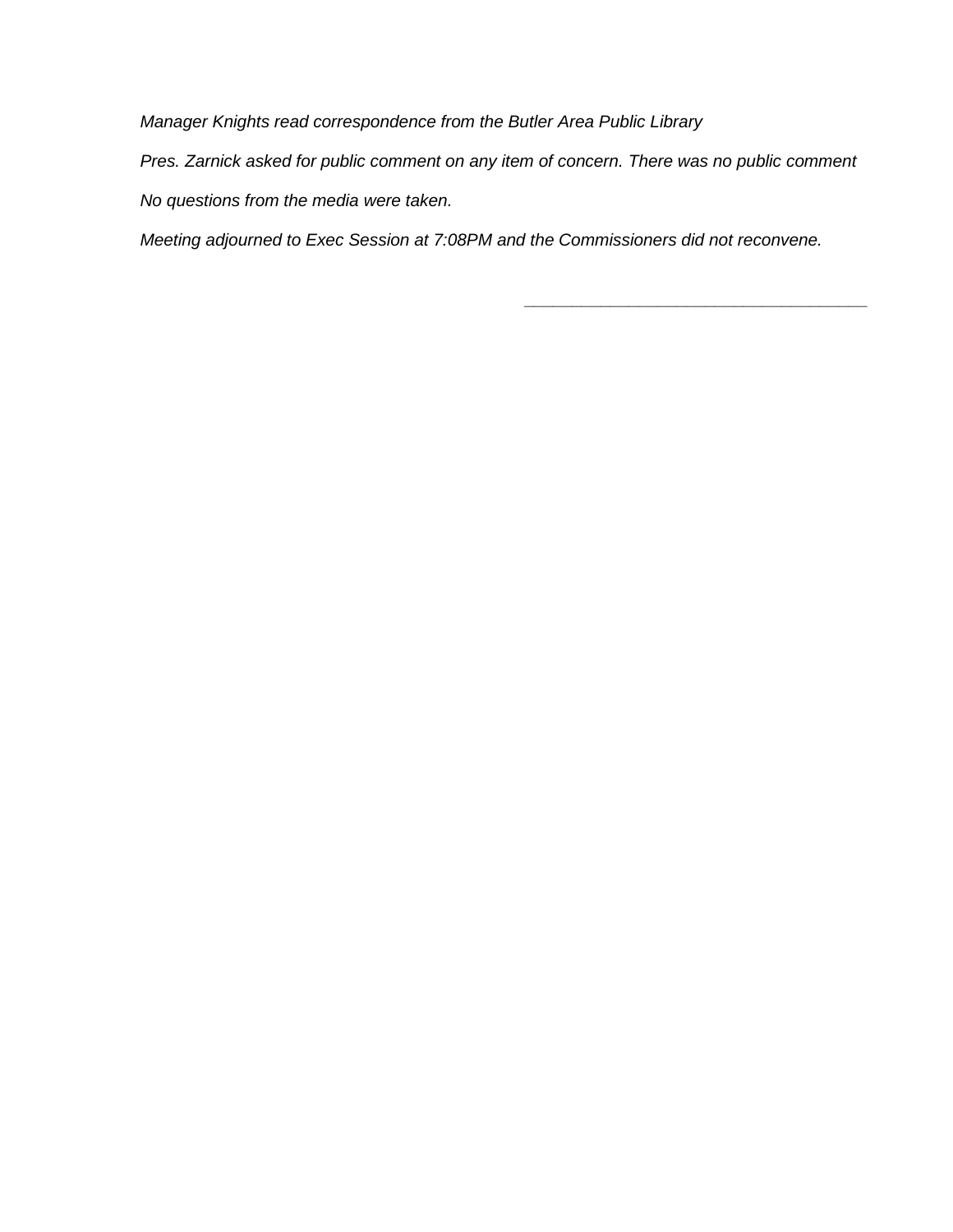*Manager Knights read correspondence from the Butler Area Public Library*

*Pres. Zarnick asked for public comment on any item of concern. There was no public comment*

*No questions from the media were taken.*

*Meeting adjourned to Exec Session at 7:08PM and the Commissioners did not reconvene.*

\_\_\_\_\_\_\_\_\_\_\_\_\_\_\_\_\_\_\_\_\_\_\_\_\_\_\_\_\_\_\_\_\_\_\_\_\_\_\_\_